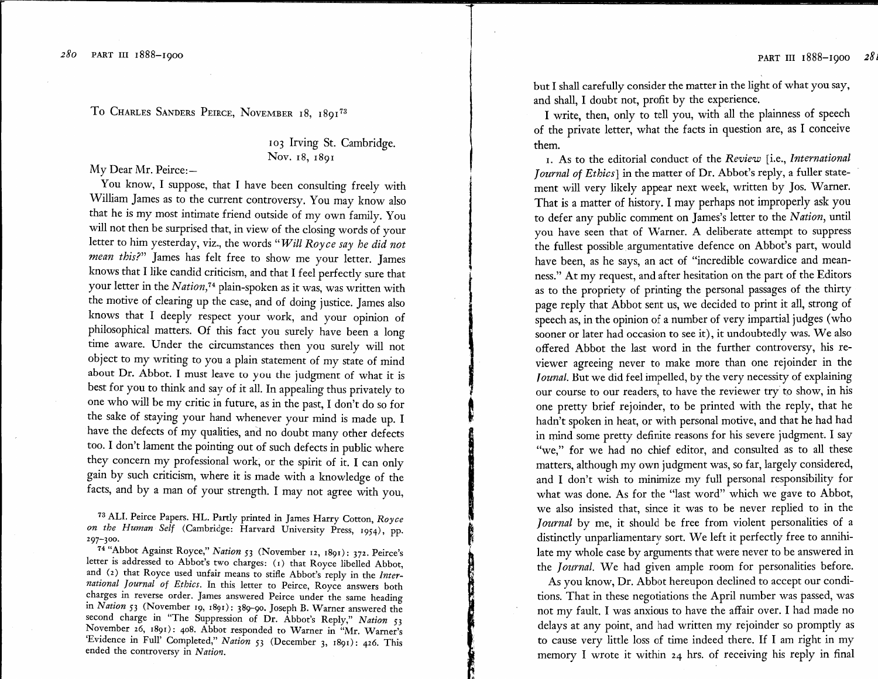## To Charles Sanders Peirce, November 18, 1891[73]

103 Irving St. Cambridge.
Nov. 18, 1891

My Dear Mr. Peirce:—

You know, I suppose, that I have been consulting freely with William James as to the current controversy. You may know also that he is my most intimate friend outside of my own family. You will not then be surprised that, in view of the closing words of your letter to him yesterday, viz., the words "*Will Royce say he did not mean this?*" James has felt free to show me your letter. James knows that I like candid criticism, and that I feel perfectly sure that your letter in the *Nation*,[74] plain-spoken as it was, was written with the motive of clearing up the case, and of doing justice. James also knows that I deeply respect your work, and your opinion of philosophical matters. Of this fact you surely have been a long time aware. Under the circumstances then you surely will not object to my writing to you a plain statement of my state of mind about Dr. Abbot. I must leave to you the judgment of what it is best for you to think and say of it all. In appealing thus privately to one who will be my critic in future, as in the past, I don't do so for the sake of staying your hand whenever your mind is made up. I have the defects of my qualities, and no doubt many other defects too. I don't lament the pointing out of such defects in public where they concern my professional work, or the spirit of it. I can only gain by such criticism, where it is made with a knowledge of the facts, and by a man of your strength. I may not agree with you, but I shall carefully consider the matter in the light of what you say, and shall, I doubt not, profit by the experience.

I write, then, only to tell you, with all the plainness of speech of the private letter, what the facts in question are, as I conceive them.

1. As to the editorial conduct of the *Review* [i.e., *International Journal of Ethics*] in the matter of Dr. Abbot's reply, a fuller statement will very likely appear next week, written by Jos. Warner. That is a matter of history. I may perhaps not improperly ask you to defer any public comment on James's letter to the *Nation*, until you have seen that of Warner. A deliberate attempt to suppress the fullest possible argumentative defence on Abbot's part, would have been, as he says, an act of "incredible cowardice and meanness." At my request, and after hesitation on the part of the Editors as to the propriety of printing the personal passages of the thirty page reply that Abbot sent us, we decided to print it all, strong of speech as, in the opinion of a number of very impartial judges (who sooner or later had occasion to see it), it undoubtedly was. We also offered Abbot the last word in the further controversy, his reviewer agreeing never to make more than one rejoinder in the *Jounal*. But we did feel impelled, by the very necessity of explaining our course to our readers, to have the reviewer try to show, in his one pretty brief rejoinder, to be printed with the reply, that he hadn't spoken in heat, or with personal motive, and that he had had in mind some pretty definite reasons for his severe judgment. I say "we," for we had no chief editor, and consulted as to all these matters, although my own judgment was, so far, largely considered, and I don't wish to minimize my full personal responsibility for what was done. As for the "last word" which we gave to Abbot, we also insisted that, since it was to be never replied to in the *Journal* by me, it should be free from violent personalities of a distinctly unparliamentary sort. We left it perfectly free to annihilate my whole case by arguments that were never to be answered in the *Journal*. We had given ample room for personalities before.

As you know, Dr. Abbot hereupon declined to accept our conditions. That in these negotiations the April number was passed, was not my fault. I was anxious to have the affair over. I had made no delays at any point, and had written my rejoinder so promptly as to cause very little loss of time indeed there. If I am right in my memory I wrote it within 24 hrs. of receiving his reply in final

---

[73] ALI. Peirce Papers. HL. Partly printed in James Harry Cotton, *Royce on the Human Self* (Cambridge: Harvard University Press, 1954), pp. 297–300.

[74] "Abbot Against Royce," *Nation* 53 (November 12, 1891): 372. Peirce's letter is addressed to Abbot's two charges: (1) that Royce libelled Abbot, and (2) that Royce used unfair means to stifle Abbot's reply in the *International Journal of Ethics*. In this letter to Peirce, Royce answers both charges in reverse order. James answered Peirce under the same heading in *Nation* 53 (November 19, 1891): 389–90. Joseph B. Warner answered the second charge in "The Suppression of Dr. Abbot's Reply," *Nation* 53 November 26, 1891): 408. Abbot responded to Warner in "Mr. Warner's 'Evidence in Full' Completed," *Nation* 53 (December 3, 1891): 426. This ended the controversy in *Nation*.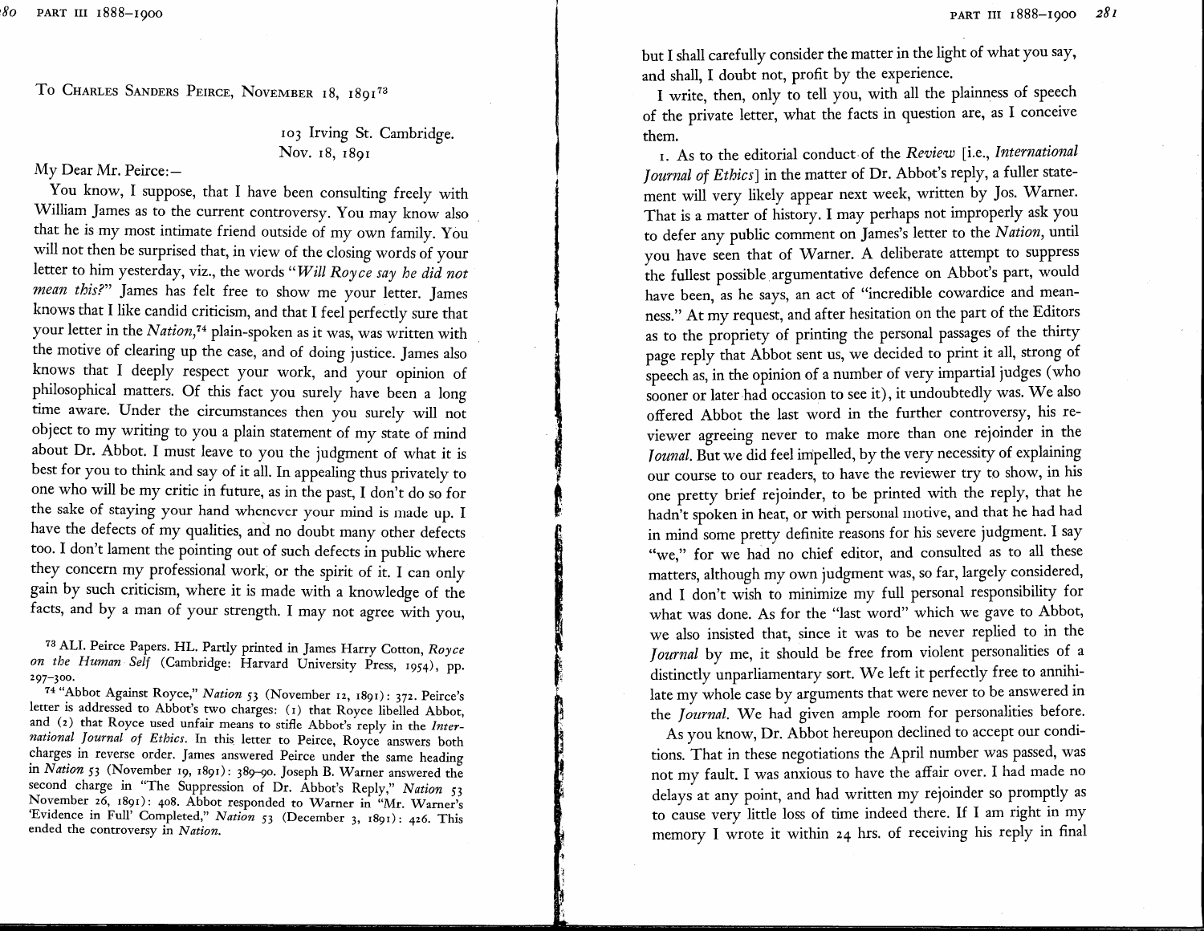To Charles Sanders Peirce, November 18, 1891[73]

103 Irving St. Cambridge.
Nov. 18, 1891

My Dear Mr. Peirce:—

You know, I suppose, that I have been consulting freely with William James as to the current controversy. You may know also that he is my most intimate friend outside of my own family. You will not then be surprised that, in view of the closing words of your letter to him yesterday, viz., the words "*Will Royce say he did not mean this?*" James has felt free to show me your letter. James knows that I like candid criticism, and that I feel perfectly sure that your letter in the *Nation*,[74] plain-spoken as it was, was written with the motive of clearing up the case, and of doing justice. James also knows that I deeply respect your work, and your opinion of philosophical matters. Of this fact you surely have been a long time aware. Under the circumstances then you surely will not object to my writing to you a plain statement of my state of mind about Dr. Abbot. I must leave to you the judgment of what it is best for you to think and say of it all. In appealing thus privately to one who will be my critic in future, as in the past, I don't do so for the sake of staying your hand whenever your mind is made up. I have the defects of my qualities, and no doubt many other defects too. I don't lament the pointing out of such defects in public where they concern my professional work, or the spirit of it. I can only gain by such criticism, where it is made with a knowledge of the facts, and by a man of your strength. I may not agree with you, but I shall carefully consider the matter in the light of what you say, and shall, I doubt not, profit by the experience.

I write, then, only to tell you, with all the plainness of speech of the private letter, what the facts in question are, as I conceive them.

1. As to the editorial conduct of the *Review* [i.e., *International Journal of Ethics*] in the matter of Dr. Abbot's reply, a fuller statement will very likely appear next week, written by Jos. Warner. That is a matter of history. I may perhaps not improperly ask you to defer any public comment on James's letter to the *Nation*, until you have seen that of Warner. A deliberate attempt to suppress the fullest possible argumentative defence on Abbot's part, would have been, as he says, an act of "incredible cowardice and meanness." At my request, and after hesitation on the part of the Editors as to the propriety of printing the personal passages of the thirty page reply that Abbot sent us, we decided to print it all, strong of speech as, in the opinion of a number of very impartial judges (who sooner or later had occasion to see it), it undoubtedly was. We also offered Abbot the last word in the further controversy, his reviewer agreeing never to make more than one rejoinder in the *Jounal*. But we did feel impelled, by the very necessity of explaining our course to our readers, to have the reviewer try to show, in his one pretty brief rejoinder, to be printed with the reply, that he hadn't spoken in heat, or with personal motive, and that he had had in mind some pretty definite reasons for his severe judgment. I say "we," for we had no chief editor, and consulted as to all these matters, although my own judgment was, so far, largely considered, and I don't wish to minimize my full personal responsibility for what was done. As for the "last word" which we gave to Abbot, we also insisted that, since it was to be never replied to in the *Journal* by me, it should be free from violent personalities of a distinctly unparliamentary sort. We left it perfectly free to annihilate my whole case by arguments that were never to be answered in the *Journal*. We had given ample room for personalities before.

As you know, Dr. Abbot hereupon declined to accept our conditions. That in these negotiations the April number was passed, was not my fault. I was anxious to have the affair over. I had made no delays at any point, and had written my rejoinder so promptly as to cause very little loss of time indeed there. If I am right in my memory I wrote it within 24 hrs. of receiving his reply in final

[73] ALI. Peirce Papers. HL. Partly printed in James Harry Cotton, *Royce on the Human Self* (Cambridge: Harvard University Press, 1954), pp. 297–300.

[74] "Abbot Against Royce," *Nation* 53 (November 12, 1891): 372. Peirce's letter is addressed to Abbot's two charges: (1) that Royce libelled Abbot, and (2) that Royce used unfair means to stifle Abbot's reply in the *International Journal of Ethics*. In this letter to Peirce, Royce answers both charges in reverse order. James answered Peirce under the same heading in *Nation* 53 (November 19, 1891): 389–90. Joseph B. Warner answered the second charge in "The Suppression of Dr. Abbot's Reply," *Nation* 53 November 26, 1891): 408. Abbot responded to Warner in "Mr. Warner's 'Evidence in Full' Completed," *Nation* 53 (December 3, 1891): 426. This ended the controversy in *Nation*.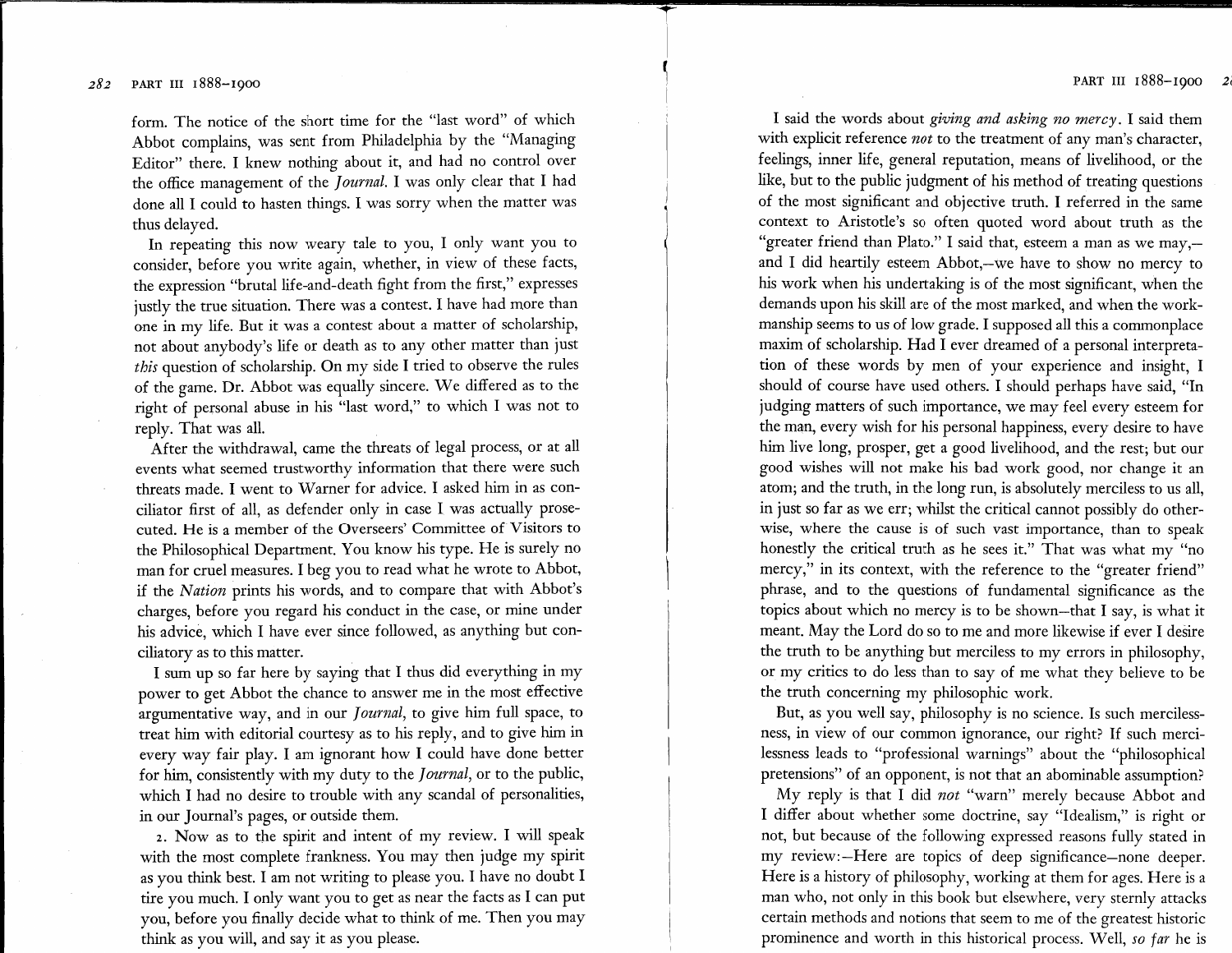form. The notice of the short time for the "last word" of which Abbot complains, was sent from Philadelphia by the "Managing Editor" there. I knew nothing about it, and had no control over the office management of the *Journal*. I was only clear that I had done all I could to hasten things. I was sorry when the matter was thus delayed.

In repeating this now weary tale to you, I only want you to consider, before you write again, whether, in view of these facts, the expression "brutal life-and-death fight from the first," expresses justly the true situation. There was a contest. I have had more than one in my life. But it was a contest about a matter of scholarship, not about anybody's life or death as to any other matter than just *this* question of scholarship. On my side I tried to observe the rules of the game. Dr. Abbot was equally sincere. We differed as to the right of personal abuse in his "last word," to which I was not to reply. That was all.

After the withdrawal, came the threats of legal process, or at all events what seemed trustworthy information that there were such threats made. I went to Warner for advice. I asked him in as conciliator first of all, as defender only in case I was actually prosecuted. He is a member of the Overseers' Committee of Visitors to the Philosophical Department. You know his type. He is surely no man for cruel measures. I beg you to read what he wrote to Abbot, if the *Nation* prints his words, and to compare that with Abbot's charges, before you regard his conduct in the case, or mine under his advice, which I have ever since followed, as anything but conciliatory as to this matter.

I sum up so far here by saying that I thus did everything in my power to get Abbot the chance to answer me in the most effective argumentative way, and in our *Journal*, to give him full space, to treat him with editorial courtesy as to his reply, and to give him in every way fair play. I am ignorant how I could have done better for him, consistently with my duty to the *Journal*, or to the public, which I had no desire to trouble with any scandal of personalities, in our Journal's pages, or outside them.

2. Now as to the spirit and intent of my review. I will speak with the most complete frankness. You may then judge my spirit as you think best. I am not writing to please you. I have no doubt I tire you much. I only want you to get as near the facts as I can put you, before you finally decide what to think of me. Then you may think as you will, and say it as you please.

I said the words about *giving and asking no mercy*. I said them with explicit reference *not* to the treatment of any man's character, feelings, inner life, general reputation, means of livelihood, or the like, but to the public judgment of his method of treating questions of the most significant and objective truth. I referred in the same context to Aristotle's so often quoted word about truth as the "greater friend than Plato." I said that, esteem a man as we may,—and I did heartily esteem Abbot,—we have to show no mercy to his work when his undertaking is of the most significant, when the demands upon his skill are of the most marked, and when the workmanship seems to us of low grade. I supposed all this a commonplace maxim of scholarship. Had I ever dreamed of a personal interpretation of these words by men of your experience and insight, I should of course have used others. I should perhaps have said, "In judging matters of such importance, we may feel every esteem for the man, every wish for his personal happiness, every desire to have him live long, prosper, get a good livelihood, and the rest; but our good wishes will not make his bad work good, nor change it an atom; and the truth, in the long run, is absolutely merciless to us all, in just so far as we err; whilst the critical cannot possibly do otherwise, where the cause is of such vast importance, than to speak honestly the critical truth as he sees it." That was what my "no mercy," in its context, with the reference to the "greater friend" phrase, and to the questions of fundamental significance as the topics about which no mercy is to be shown—that I say, is what it meant. May the Lord do so to me and more likewise if ever I desire the truth to be anything but merciless to my errors in philosophy, or my critics to do less than to say of me what they believe to be the truth concerning my philosophic work.

But, as you well say, philosophy is no science. Is such mercilessness, in view of our common ignorance, our right? If such mercilessness leads to "professional warnings" about the "philosophical pretensions" of an opponent, is not that an abominable assumption?

My reply is that I did *not* "warn" merely because Abbot and I differ about whether some doctrine, say "Idealism," is right or not, but because of the following expressed reasons fully stated in my review:—Here are topics of deep significance—none deeper. Here is a history of philosophy, working at them for ages. Here is a man who, not only in this book but elsewhere, very sternly attacks certain methods and notions that seem to me of the greatest historic prominence and worth in this historical process. Well, *so far* he is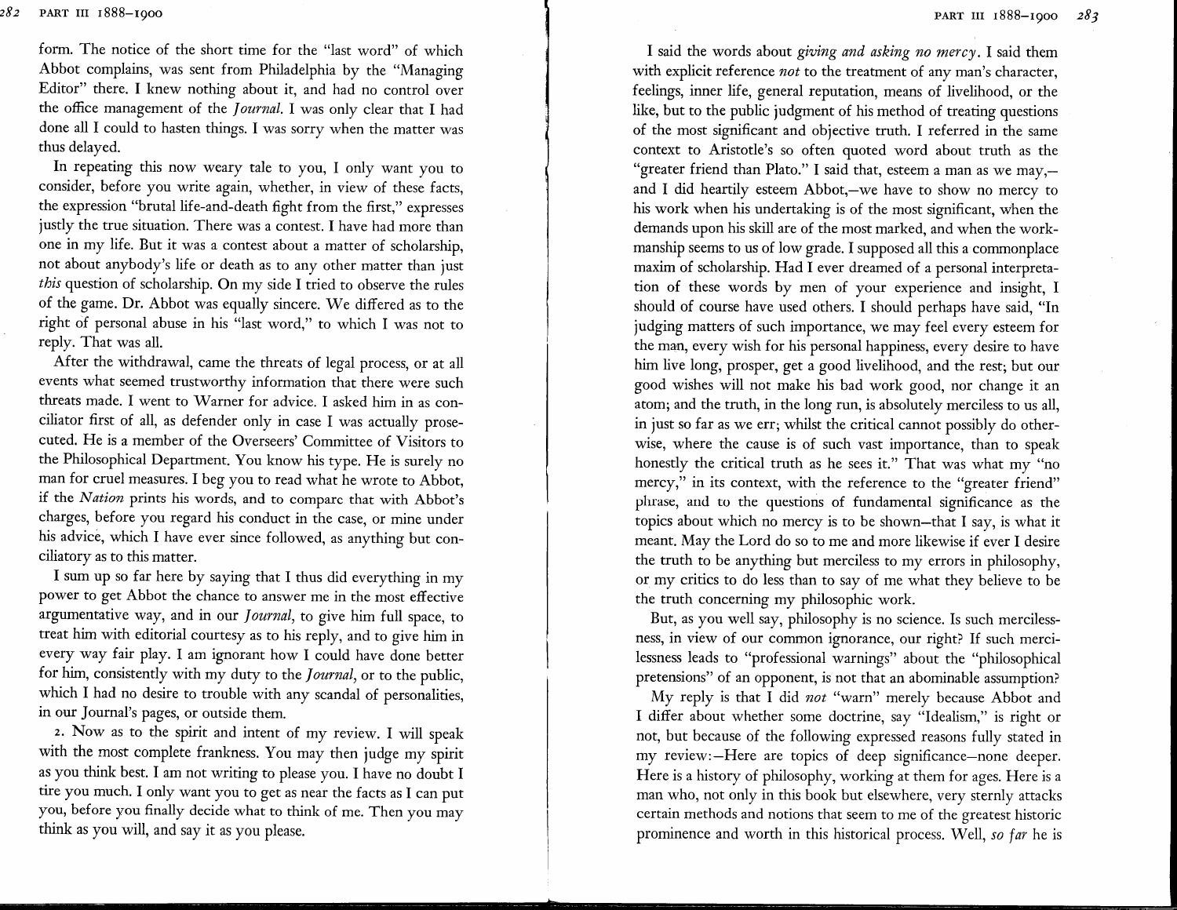form. The notice of the short time for the "last word" of which Abbot complains, was sent from Philadelphia by the "Managing Editor" there. I knew nothing about it, and had no control over the office management of the *Journal*. I was only clear that I had done all I could to hasten things. I was sorry when the matter was thus delayed.

In repeating this now weary tale to you, I only want you to consider, before you write again, whether, in view of these facts, the expression "brutal life-and-death fight from the first," expresses justly the true situation. There was a contest. I have had more than one in my life. But it was a contest about a matter of scholarship, not about anybody's life or death as to any other matter than just *this* question of scholarship. On my side I tried to observe the rules of the game. Dr. Abbot was equally sincere. We differed as to the right of personal abuse in his "last word," to which I was not to reply. That was all.

After the withdrawal, came the threats of legal process, or at all events what seemed trustworthy information that there were such threats made. I went to Warner for advice. I asked him in as conciliator first of all, as defender only in case I was actually prosecuted. He is a member of the Overseers' Committee of Visitors to the Philosophical Department. You know his type. He is surely no man for cruel measures. I beg you to read what he wrote to Abbot, if the *Nation* prints his words, and to compare that with Abbot's charges, before you regard his conduct in the case, or mine under his advice, which I have ever since followed, as anything but conciliatory as to this matter.

I sum up so far here by saying that I thus did everything in my power to get Abbot the chance to answer me in the most effective argumentative way, and in our *Journal*, to give him full space, to treat him with editorial courtesy as to his reply, and to give him in every way fair play. I am ignorant how I could have done better for him, consistently with my duty to the *Journal*, or to the public, which I had no desire to trouble with any scandal of personalities, in our Journal's pages, or outside them.

2. Now as to the spirit and intent of my review. I will speak with the most complete frankness. You may then judge my spirit as you think best. I am not writing to please you. I have no doubt I tire you much. I only want you to get as near the facts as I can put you, before you finally decide what to think of me. Then you may think as you will, and say it as you please.

I said the words about *giving and asking no mercy*. I said them with explicit reference *not* to the treatment of any man's character, feelings, inner life, general reputation, means of livelihood, or the like, but to the public judgment of his method of treating questions of the most significant and objective truth. I referred in the same context to Aristotle's so often quoted word about truth as the "greater friend than Plato." I said that, esteem a man as we may,—and I did heartily esteem Abbot,—we have to show no mercy to his work when his undertaking is of the most significant, when the demands upon his skill are of the most marked, and when the workmanship seems to us of low grade. I supposed all this a commonplace maxim of scholarship. Had I ever dreamed of a personal interpretation of these words by men of your experience and insight, I should of course have used others. I should perhaps have said, "In judging matters of such importance, we may feel every esteem for the man, every wish for his personal happiness, every desire to have him live long, prosper, get a good livelihood, and the rest; but our good wishes will not make his bad work good, nor change it an atom; and the truth, in the long run, is absolutely merciless to us all, in just so far as we err; whilst the critical cannot possibly do otherwise, where the cause is of such vast importance, than to speak honestly the critical truth as he sees it." That was what my "no mercy," in its context, with the reference to the "greater friend" phrase, and to the questions of fundamental significance as the topics about which no mercy is to be shown—that I say, is what it meant. May the Lord do so to me and more likewise if ever I desire the truth to be anything but merciless to my errors in philosophy, or my critics to do less than to say of me what they believe to be the truth concerning my philosophic work.

But, as you well say, philosophy is no science. Is such mercilessness, in view of our common ignorance, our right? If such mercilessness leads to "professional warnings" about the "philosophical pretensions" of an opponent, is not that an abominable assumption?

My reply is that I did *not* "warn" merely because Abbot and I differ about whether some doctrine, say "Idealism," is right or not, but because of the following expressed reasons fully stated in my review:—Here are topics of deep significance—none deeper. Here is a history of philosophy, working at them for ages. Here is a man who, not only in this book but elsewhere, very sternly attacks certain methods and notions that seem to me of the greatest historic prominence and worth in this historical process. Well, *so far* he is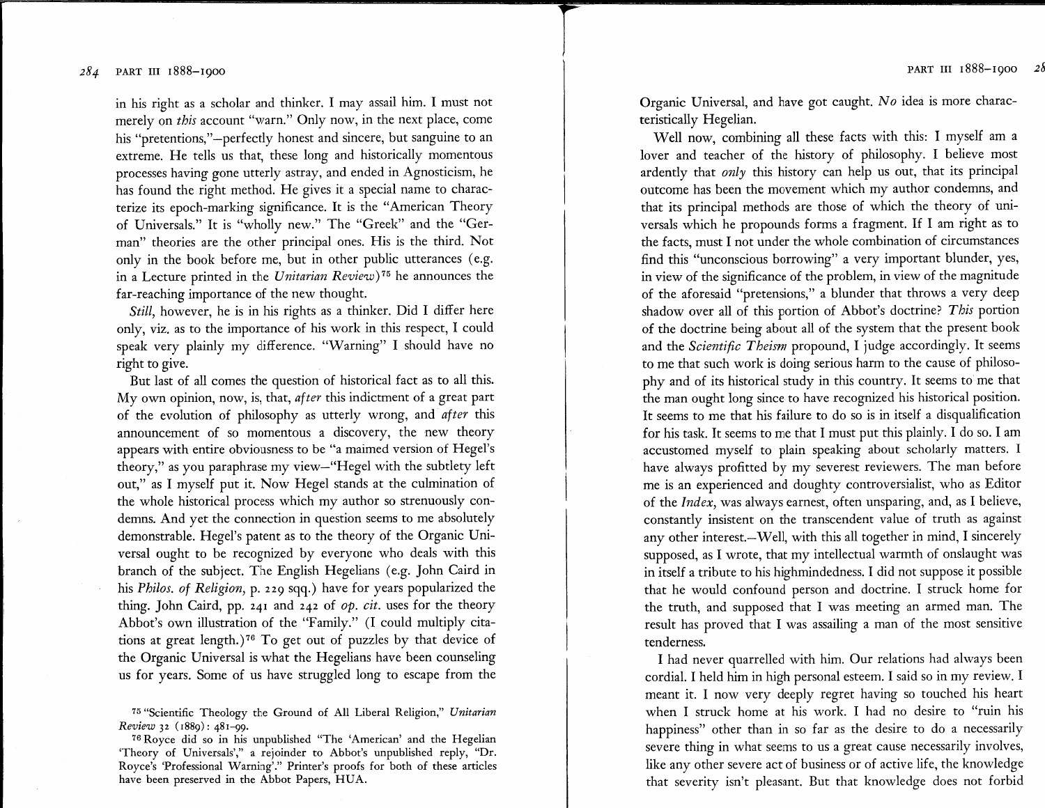in his right as a scholar and thinker. I may assail him. I must not merely on *this* account "warn." Only now, in the next place, come his "pretentions,"—perfectly honest and sincere, but sanguine to an extreme. He tells us that, these long and historically momentous processes having gone utterly astray, and ended in Agnosticism, he has found the right method. He gives it a special name to characterize its epoch-marking significance. It is the "American Theory of Universals." It is "wholly new." The "Greek" and the "German" theories are the other principal ones. His is the third. Not only in the book before me, but in other public utterances (e.g. in a Lecture printed in the *Unitarian Review*)[75] he announces the far-reaching importance of the new thought.

*Still*, however, he is in his rights as a thinker. Did I differ here only, viz. as to the importance of his work in this respect, I could speak very plainly my difference. "Warning" I should have no right to give.

But last of all comes the question of historical fact as to all this. My own opinion, now, is, that, *after* this indictment of a great part of the evolution of philosophy as utterly wrong, and *after* this announcement of so momentous a discovery, the new theory appears with entire obviousness to be "a maimed version of Hegel's theory," as you paraphrase my view—"Hegel with the subtlety left out," as I myself put it. Now Hegel stands at the culmination of the whole historical process which my author so strenuously condemns. And yet the connection in question seems to me absolutely demonstrable. Hegel's patent as to the theory of the Organic Universal ought to be recognized by everyone who deals with this branch of the subject. The English Hegelians (e.g. John Caird in his *Philos. of Religion*, p. 229 sqq.) have for years popularized the thing. John Caird, pp. 241 and 242 of *op. cit.* uses for the theory Abbot's own illustration of the "Family." (I could multiply citations at great length.)[76] To get out of puzzles by that device of the Organic Universal is what the Hegelians have been counseling us for years. Some of us have struggled long to escape from the Organic Universal, and have got caught. *No* idea is more characteristically Hegelian.

Well now, combining all these facts with this: I myself am a lover and teacher of the history of philosophy. I believe most ardently that *only* this history can help us out, that its principal outcome has been the movement which my author condemns, and that its principal methods are those of which the theory of universals which he propounds forms a fragment. If I am right as to the facts, must I not under the whole combination of circumstances find this "unconscious borrowing" a very important blunder, yes, in view of the significance of the problem, in view of the magnitude of the aforesaid "pretensions," a blunder that throws a very deep shadow over all of this portion of Abbot's doctrine? *This* portion of the doctrine being about all of the system that the present book and the *Scientific Theism* propound, I judge accordingly. It seems to me that such work is doing serious harm to the cause of philosophy and of its historical study in this country. It seems to me that the man ought long since to have recognized his historical position. It seems to me that his failure to do so is in itself a disqualification for his task. It seems to me that I must put this plainly. I do so. I am accustomed myself to plain speaking about scholarly matters. I have always profitted by my severest reviewers. The man before me is an experienced and doughty controversialist, who as Editor of the *Index*, was always earnest, often unsparing, and, as I believe, constantly insistent on the transcendent value of truth as against any other interest.—Well, with this all together in mind, I sincerely supposed, as I wrote, that my intellectual warmth of onslaught was in itself a tribute to his highmindedness. I did not suppose it possible that he would confound person and doctrine. I struck home for the truth, and supposed that I was meeting an armed man. The result has proved that I was assailing a man of the most sensitive tenderness.

I had never quarrelled with him. Our relations had always been cordial. I held him in high personal esteem. I said so in my review. I meant it. I now very deeply regret having so touched his heart when I struck home at his work. I had no desire to "ruin his happiness" other than in so far as the desire to do a necessarily severe thing in what seems to us a great cause necessarily involves, like any other severe act of business or of active life, the knowledge that severity isn't pleasant. But that knowledge does not forbid

[75] "Scientific Theology the Ground of All Liberal Religion," *Unitarian Review* 32 (1889): 481–99.

[76] Royce did so in his unpublished "The 'American' and the Hegelian 'Theory of Universals'," a rejoinder to Abbot's unpublished reply, "Dr. Royce's 'Professional Warning'." Printer's proofs for both of these articles have been preserved in the Abbot Papers, HUA.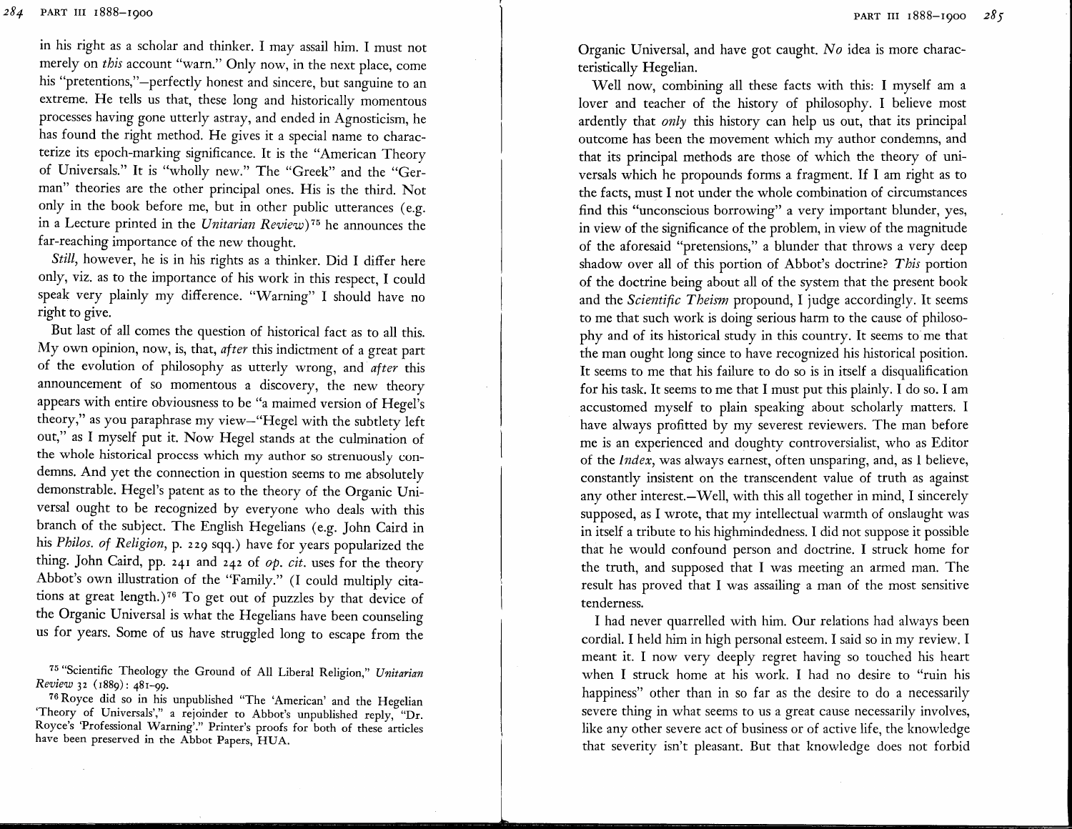in his right as a scholar and thinker. I may assail him. I must not merely on *this* account "warn." Only now, in the next place, come his "pretentions,"—perfectly honest and sincere, but sanguine to an extreme. He tells us that, these long and historically momentous processes having gone utterly astray, and ended in Agnosticism, he has found the right method. He gives it a special name to characterize its epoch-marking significance. It is the "American Theory of Universals." It is "wholly new." The "Greek" and the "German" theories are the other principal ones. His is the third. Not only in the book before me, but in other public utterances (e.g. in a Lecture printed in the *Unitarian Review*)[75] he announces the far-reaching importance of the new thought.

*Still*, however, he is in his rights as a thinker. Did I differ here only, viz. as to the importance of his work in this respect, I could speak very plainly my difference. "Warning" I should have no right to give.

But last of all comes the question of historical fact as to all this. My own opinion, now, is, that, *after* this indictment of a great part of the evolution of philosophy as utterly wrong, and *after* this announcement of so momentous a discovery, the new theory appears with entire obviousness to be "a maimed version of Hegel's theory," as you paraphrase my view—"Hegel with the subtlety left out," as I myself put it. Now Hegel stands at the culmination of the whole historical process which my author so strenuously condemns. And yet the connection in question seems to me absolutely demonstrable. Hegel's patent as to the theory of the Organic Universal ought to be recognized by everyone who deals with this branch of the subject. The English Hegelians (e.g. John Caird in his *Philos. of Religion*, p. 229 sqq.) have for years popularized the thing. John Caird, pp. 241 and 242 of *op. cit.* uses for the theory Abbot's own illustration of the "Family." (I could multiply citations at great length.)[76] To get out of puzzles by that device of the Organic Universal is what the Hegelians have been counseling us for years. Some of us have struggled long to escape from the Organic Universal, and have got caught. *No* idea is more characteristically Hegelian.

Well now, combining all these facts with this: I myself am a lover and teacher of the history of philosophy. I believe most ardently that *only* this history can help us out, that its principal outcome has been the movement which my author condemns, and that its principal methods are those of which the theory of universals which he propounds forms a fragment. If I am right as to the facts, must I not under the whole combination of circumstances find this "unconscious borrowing" a very important blunder, yes, in view of the significance of the problem, in view of the magnitude of the aforesaid "pretensions," a blunder that throws a very deep shadow over all of this portion of Abbot's doctrine? *This* portion of the doctrine being about all of the system that the present book and the *Scientific Theism* propound, I judge accordingly. It seems to me that such work is doing serious harm to the cause of philosophy and of its historical study in this country. It seems to me that the man ought long since to have recognized his historical position. It seems to me that his failure to do so is in itself a disqualification for his task. It seems to me that I must put this plainly. I do so. I am accustomed myself to plain speaking about scholarly matters. I have always profitted by my severest reviewers. The man before me is an experienced and doughty controversialist, who as Editor of the *Index*, was always earnest, often unsparing, and, as I believe, constantly insistent on the transcendent value of truth as against any other interest.—Well, with this all together in mind, I sincerely supposed, as I wrote, that my intellectual warmth of onslaught was in itself a tribute to his highmindedness. I did not suppose it possible that he would confound person and doctrine. I struck home for the truth, and supposed that I was meeting an armed man. The result has proved that I was assailing a man of the most sensitive tenderness.

I had never quarrelled with him. Our relations had always been cordial. I held him in high personal esteem. I said so in my review. I meant it. I now very deeply regret having so touched his heart when I struck home at his work. I had no desire to "ruin his happiness" other than in so far as the desire to do a necessarily severe thing in what seems to us a great cause necessarily involves, like any other severe act of business or of active life, the knowledge that severity isn't pleasant. But that knowledge does not forbid

---

[75] "Scientific Theology the Ground of All Liberal Religion," *Unitarian Review* 32 (1889): 481–99.

[76] Royce did so in his unpublished "The 'American' and the Hegelian 'Theory of Universals'," a rejoinder to Abbot's unpublished reply, "Dr. Royce's 'Professional Warning'." Printer's proofs for both of these articles have been preserved in the Abbot Papers, HUA.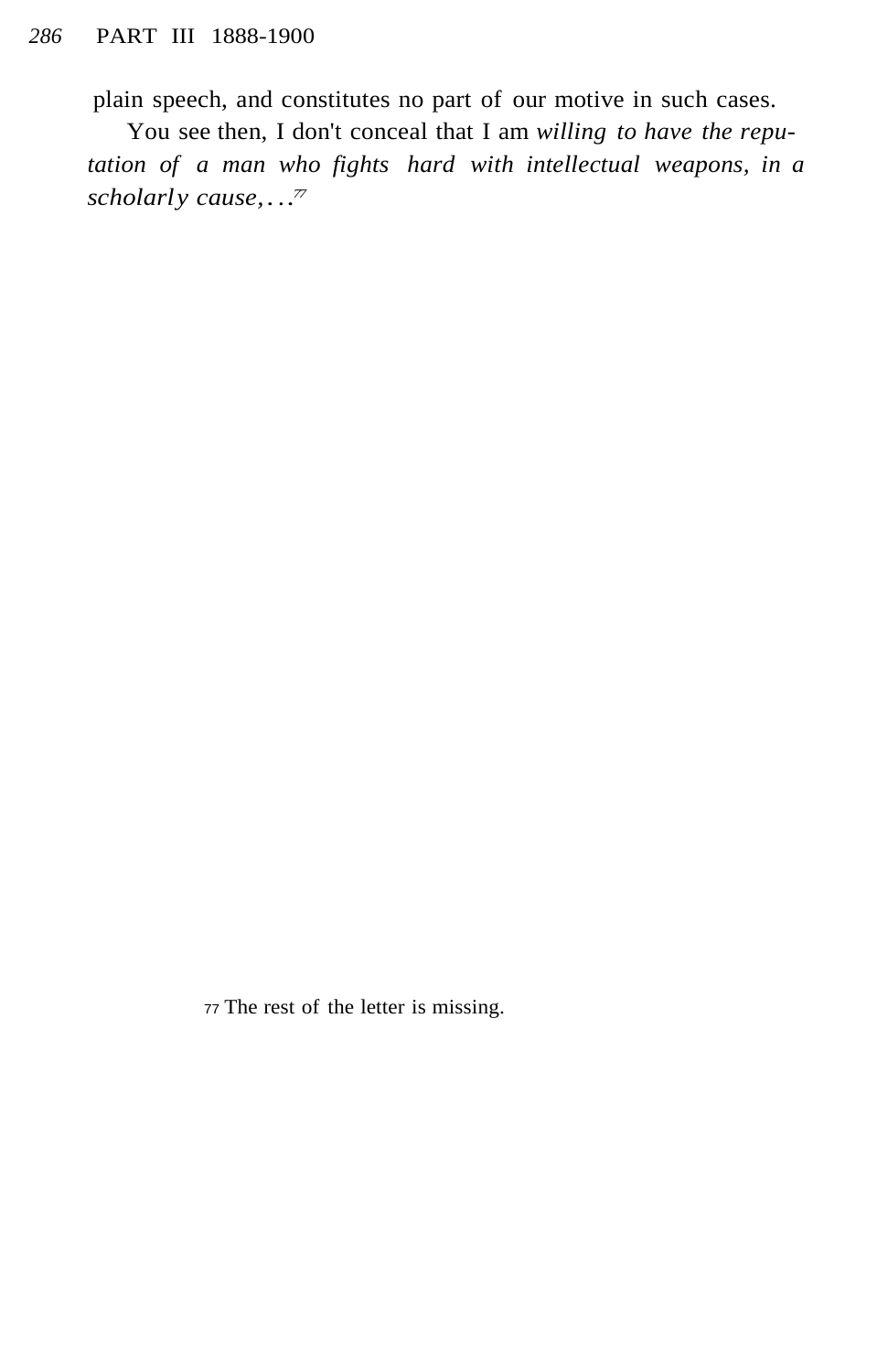plain speech, and constitutes no part of our motive in such cases.

You see then, I don't conceal that I am *willing to have the reputation of a man who fights hard with intellectual weapons, in a scholarly cause,*...[77]

[77] The rest of the letter is missing.